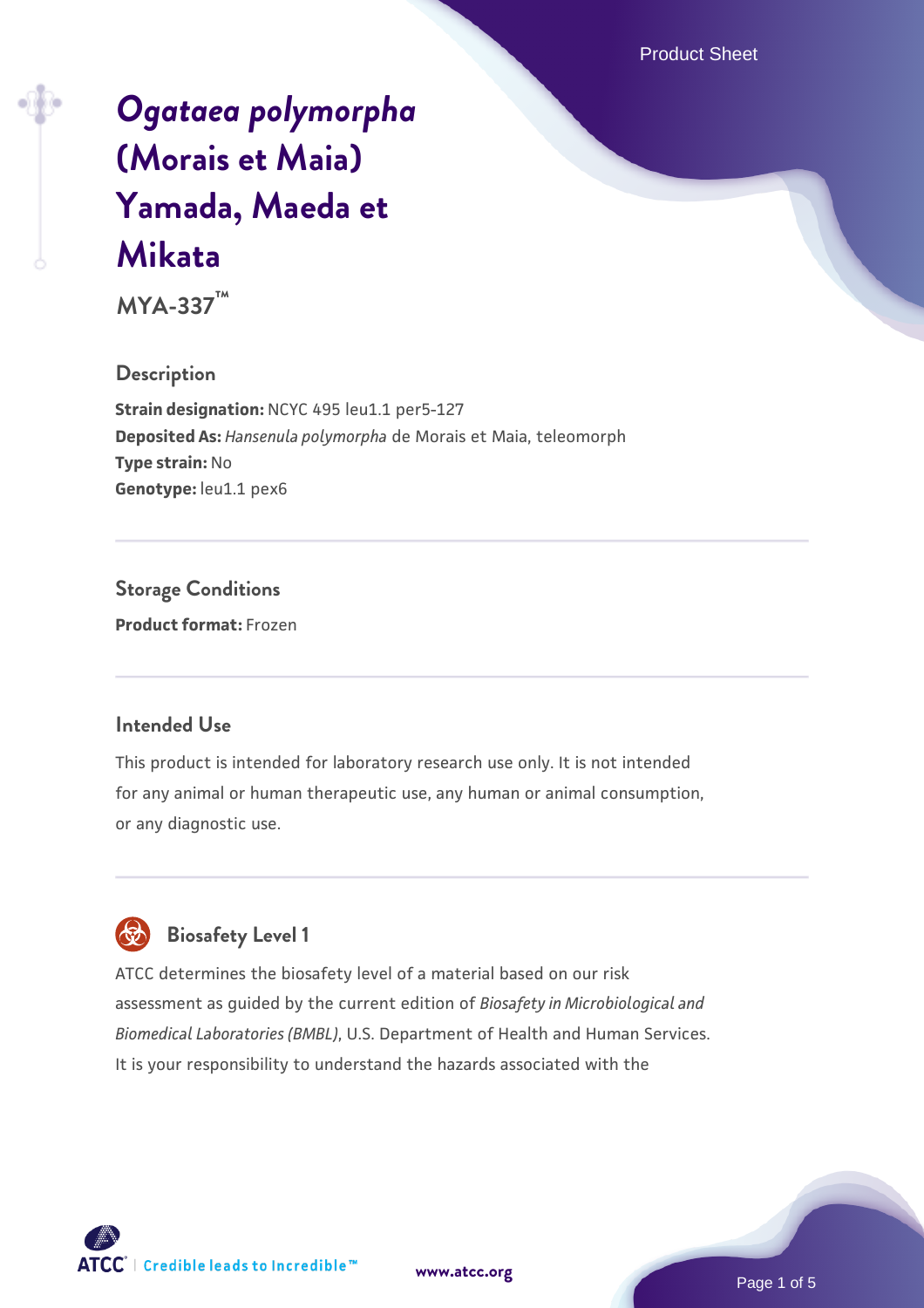# *Ogataea polymorpha* (Morais et Maia) Yamada, Maeda et Mikata

**MYA-337™**

## Description

**Strain designation:** NCYC 495 leu1.1 per5-127
**Deposited As:** *Hansenula polymorpha* de Morais et Maia, teleomorph
**Type strain:** No
**Genotype:** leu1.1 pex6

## Storage Conditions

**Product format:** Frozen

## Intended Use

This product is intended for laboratory research use only. It is not intended for any animal or human therapeutic use, any human or animal consumption, or any diagnostic use.

## Biosafety Level 1

ATCC determines the biosafety level of a material based on our risk assessment as guided by the current edition of *Biosafety in Microbiological and Biomedical Laboratories (BMBL)*, U.S. Department of Health and Human Services. It is your responsibility to understand the hazards associated with the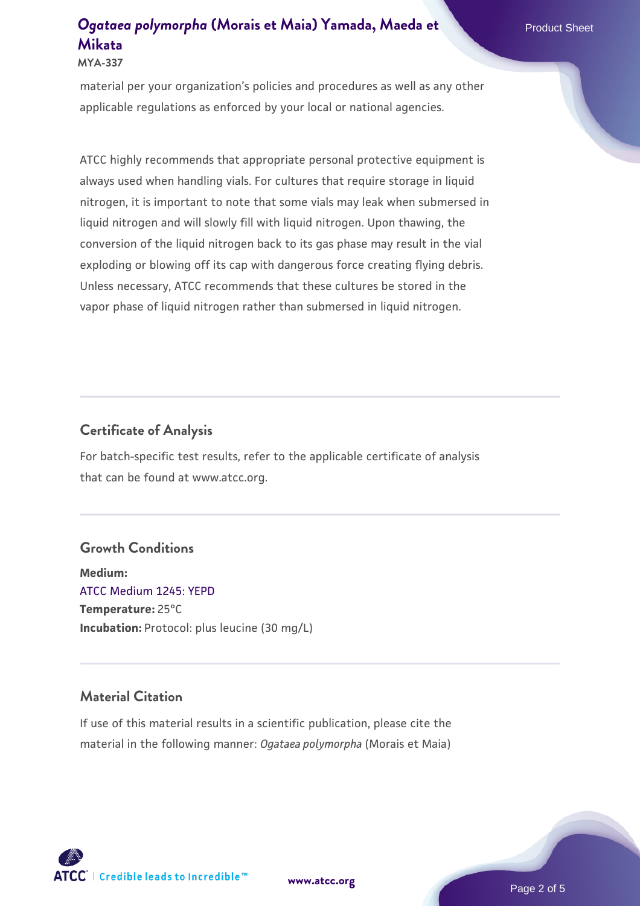material per your organization's policies and procedures as well as any other applicable regulations as enforced by your local or national agencies.

ATCC highly recommends that appropriate personal protective equipment is always used when handling vials. For cultures that require storage in liquid nitrogen, it is important to note that some vials may leak when submersed in liquid nitrogen and will slowly fill with liquid nitrogen. Upon thawing, the conversion of the liquid nitrogen back to its gas phase may result in the vial exploding or blowing off its cap with dangerous force creating flying debris. Unless necessary, ATCC recommends that these cultures be stored in the vapor phase of liquid nitrogen rather than submersed in liquid nitrogen.

## Certificate of Analysis

For batch-specific test results, refer to the applicable certificate of analysis that can be found at www.atcc.org.

## Growth Conditions

**Medium:**
ATCC Medium 1245: YEPD
**Temperature:** 25°C
**Incubation:** Protocol: plus leucine (30 mg/L)

## Material Citation

If use of this material results in a scientific publication, please cite the material in the following manner: *Ogataea polymorpha* (Morais et Maia)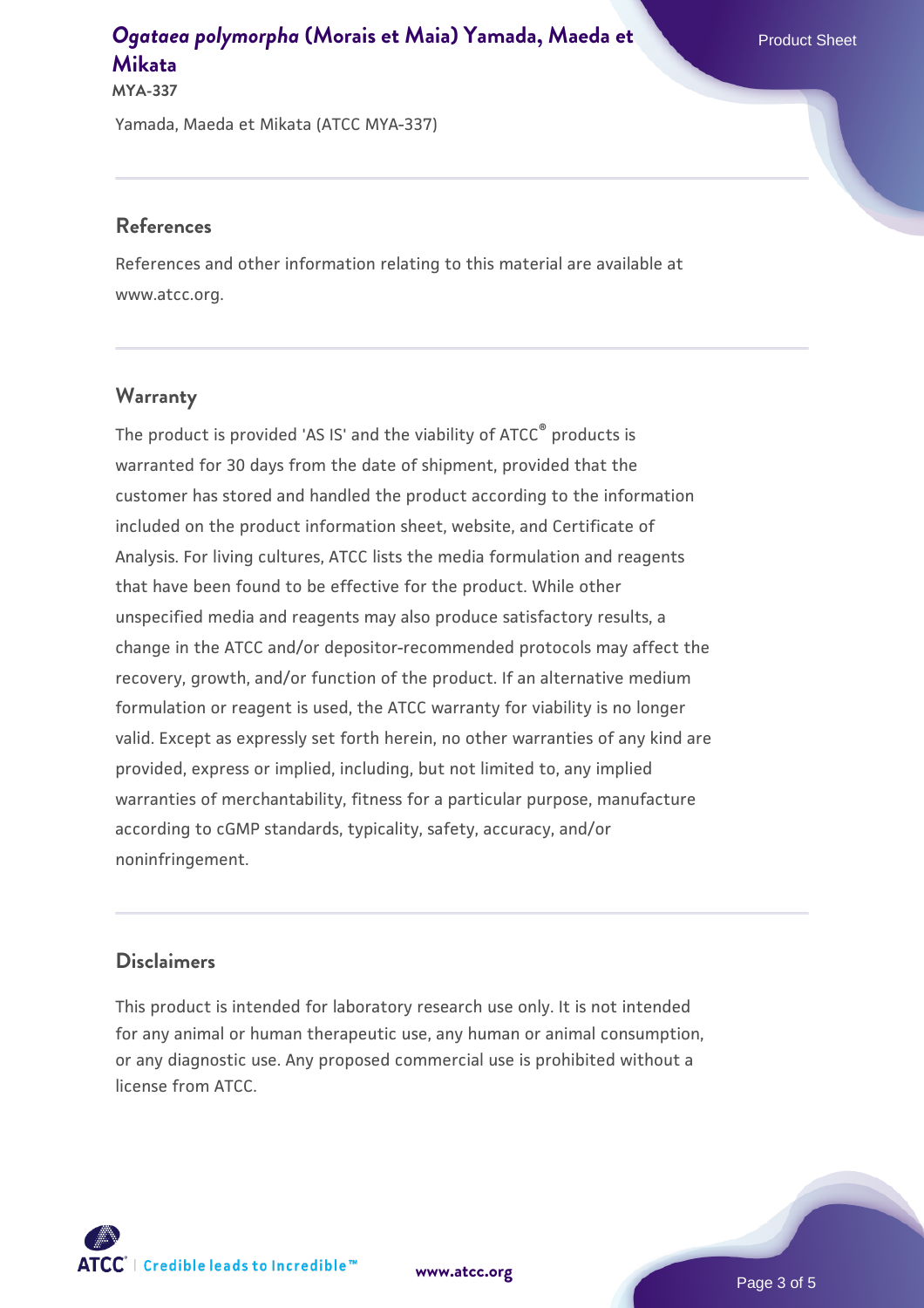Yamada, Maeda et Mikata (ATCC MYA-337)

## References

References and other information relating to this material are available at www.atcc.org.

## Warranty

The product is provided 'AS IS' and the viability of ATCC® products is warranted for 30 days from the date of shipment, provided that the customer has stored and handled the product according to the information included on the product information sheet, website, and Certificate of Analysis. For living cultures, ATCC lists the media formulation and reagents that have been found to be effective for the product. While other unspecified media and reagents may also produce satisfactory results, a change in the ATCC and/or depositor-recommended protocols may affect the recovery, growth, and/or function of the product. If an alternative medium formulation or reagent is used, the ATCC warranty for viability is no longer valid. Except as expressly set forth herein, no other warranties of any kind are provided, express or implied, including, but not limited to, any implied warranties of merchantability, fitness for a particular purpose, manufacture according to cGMP standards, typicality, safety, accuracy, and/or noninfringement.

## Disclaimers

This product is intended for laboratory research use only. It is not intended for any animal or human therapeutic use, any human or animal consumption, or any diagnostic use. Any proposed commercial use is prohibited without a license from ATCC.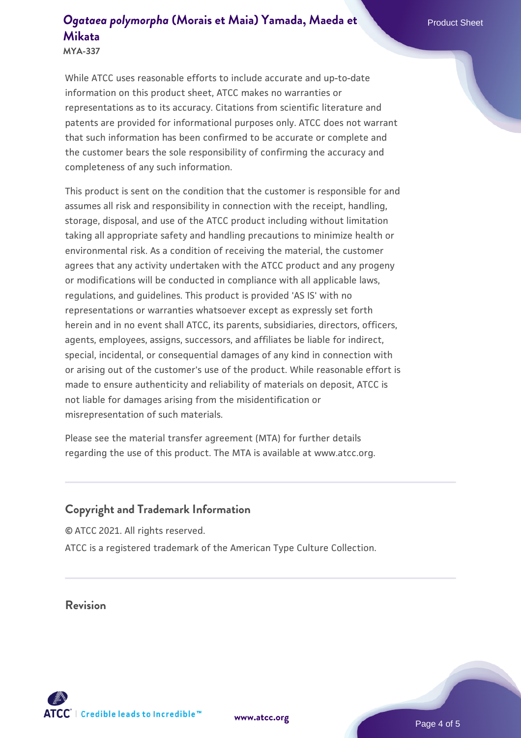While ATCC uses reasonable efforts to include accurate and up-to-date information on this product sheet, ATCC makes no warranties or representations as to its accuracy. Citations from scientific literature and patents are provided for informational purposes only. ATCC does not warrant that such information has been confirmed to be accurate or complete and the customer bears the sole responsibility of confirming the accuracy and completeness of any such information.

This product is sent on the condition that the customer is responsible for and assumes all risk and responsibility in connection with the receipt, handling, storage, disposal, and use of the ATCC product including without limitation taking all appropriate safety and handling precautions to minimize health or environmental risk. As a condition of receiving the material, the customer agrees that any activity undertaken with the ATCC product and any progeny or modifications will be conducted in compliance with all applicable laws, regulations, and guidelines. This product is provided 'AS IS' with no representations or warranties whatsoever except as expressly set forth herein and in no event shall ATCC, its parents, subsidiaries, directors, officers, agents, employees, assigns, successors, and affiliates be liable for indirect, special, incidental, or consequential damages of any kind in connection with or arising out of the customer's use of the product. While reasonable effort is made to ensure authenticity and reliability of materials on deposit, ATCC is not liable for damages arising from the misidentification or misrepresentation of such materials.

Please see the material transfer agreement (MTA) for further details regarding the use of this product. The MTA is available at www.atcc.org.

## Copyright and Trademark Information

© ATCC 2021. All rights reserved.

ATCC is a registered trademark of the American Type Culture Collection.

## Revision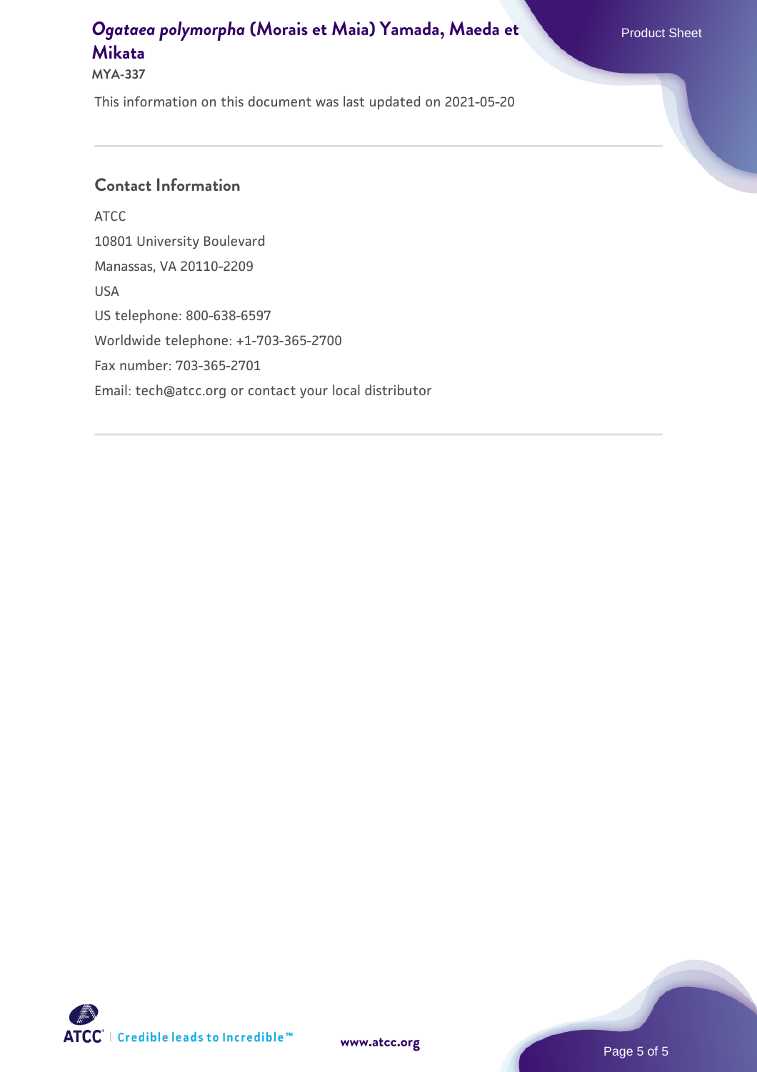This information on this document was last updated on 2021-05-20

## Contact Information

ATCC

10801 University Boulevard

Manassas, VA 20110-2209

USA

US telephone: 800-638-6597

Worldwide telephone: +1-703-365-2700

Fax number: 703-365-2701

Email: tech@atcc.org or contact your local distributor